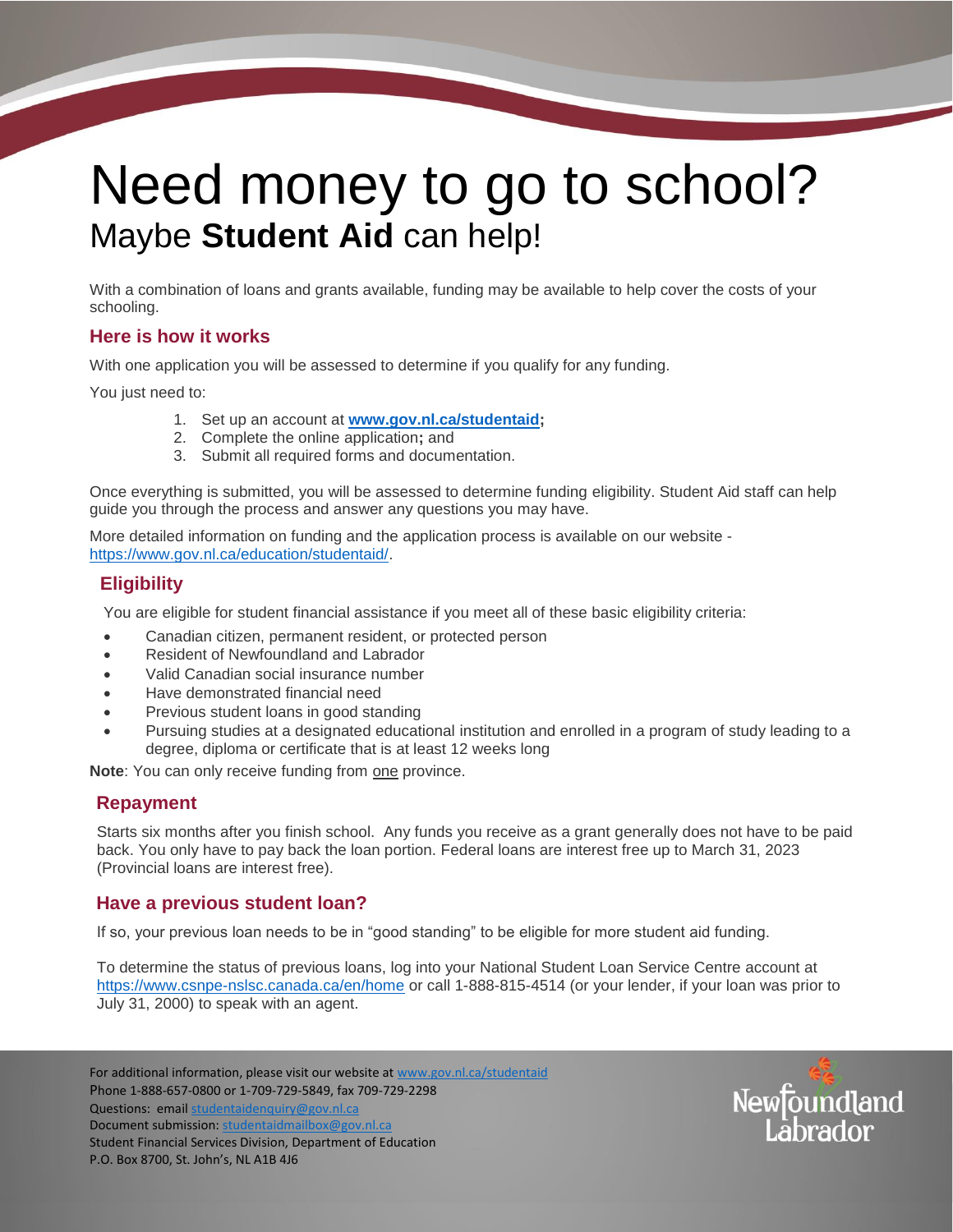# Need money to go to school?

## Maybe **Student Aid** can help!

With a combination of loans and grants available, funding may be available to help cover the costs of your schooling.

### Here is how it works

With one application you will be assessed to determine if you qualify for any funding.

You just need to:

1. Set up an account at **www.gov.nl.ca/studentaid;**
2. Complete the online application**;** and
3. Submit all required forms and documentation.

Once everything is submitted, you will be assessed to determine funding eligibility. Student Aid staff can help guide you through the process and answer any questions you may have.

More detailed information on funding and the application process is available on our website - https://www.gov.nl.ca/education/studentaid/.

### Eligibility

You are eligible for student financial assistance if you meet all of these basic eligibility criteria:

- Canadian citizen, permanent resident, or protected person
- Resident of Newfoundland and Labrador
- Valid Canadian social insurance number
- Have demonstrated financial need
- Previous student loans in good standing
- Pursuing studies at a designated educational institution and enrolled in a program of study leading to a degree, diploma or certificate that is at least 12 weeks long

**Note**: You can only receive funding from one province.

### Repayment

Starts six months after you finish school. Any funds you receive as a grant generally does not have to be paid back. You only have to pay back the loan portion. Federal loans are interest free up to March 31, 2023 (Provincial loans are interest free).

### Have a previous student loan?

If so, your previous loan needs to be in "good standing" to be eligible for more student aid funding.

To determine the status of previous loans, log into your National Student Loan Service Centre account at https://www.csnpe-nslsc.canada.ca/en/home or call 1-888-815-4514 (or your lender, if your loan was prior to July 31, 2000) to speak with an agent.

For additional information, please visit our website at www.gov.nl.ca/studentaid
Phone 1-888-657-0800 or 1-709-729-5849, fax 709-729-2298
Questions: email studentaidenquiry@gov.nl.ca
Document submission: studentaidmailbox@gov.nl.ca
Student Financial Services Division, Department of Education
P.O. Box 8700, St. John's, NL A1B 4J6

Newfoundland Labrador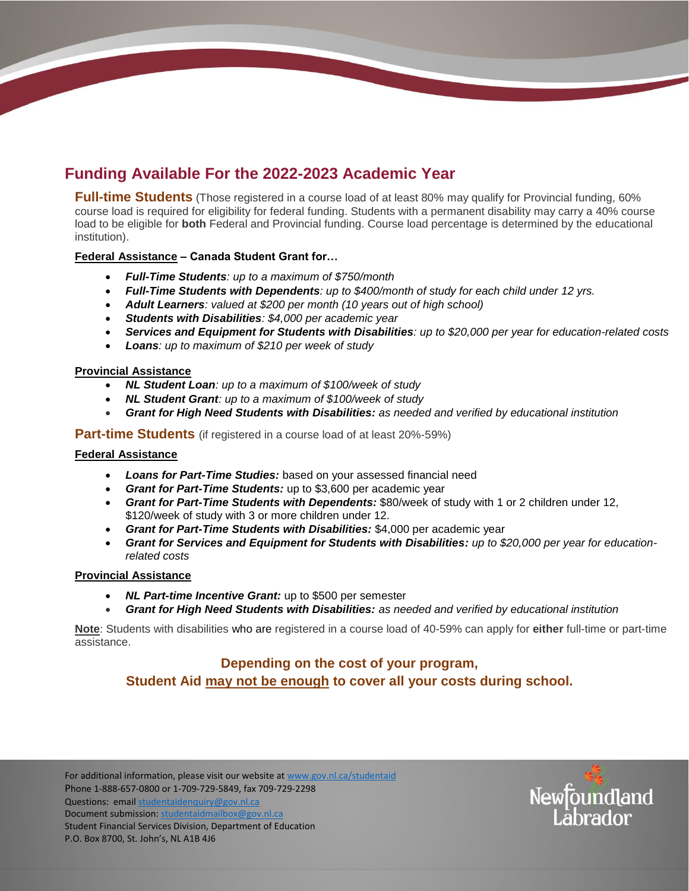## Funding Available For the 2022-2023 Academic Year

**Full-time Students** (Those registered in a course load of at least 80% may qualify for Provincial funding, 60% course load is required for eligibility for federal funding. Students with a permanent disability may carry a 40% course load to be eligible for **both** Federal and Provincial funding. Course load percentage is determined by the educational institution).

**Federal Assistance – Canada Student Grant for…**

- ***Full-Time Students****: up to a maximum of $750/month*
- ***Full-Time Students with Dependents****: up to $400/month of study for each child under 12 yrs.*
- ***Adult Learners****: valued at $200 per month (10 years out of high school)*
- ***Students with Disabilities****: $4,000 per academic year*
- ***Services and Equipment for Students with Disabilities****: up to $20,000 per year for education-related costs*
- ***Loans****: up to maximum of $210 per week of study*

**Provincial Assistance**

- ***NL Student Loan****: up to a maximum of $100/week of study*
- ***NL Student Grant****: up to a maximum of $100/week of study*
- ***Grant for High Need Students with Disabilities:*** *as needed and verified by educational institution*

**Part-time Students** (if registered in a course load of at least 20%-59%)

**Federal Assistance**

- ***Loans for Part-Time Studies:*** based on your assessed financial need
- ***Grant for Part-Time Students:*** up to $3,600 per academic year
- ***Grant for Part-Time Students with Dependents:*** $80/week of study with 1 or 2 children under 12, $120/week of study with 3 or more children under 12.
- ***Grant for Part-Time Students with Disabilities:*** $4,000 per academic year
- ***Grant for Services and Equipment for Students with Disabilities:*** *up to $20,000 per year for education-related costs*

**Provincial Assistance**

- ***NL Part-time Incentive Grant:*** up to $500 per semester
- ***Grant for High Need Students with Disabilities:*** *as needed and verified by educational institution*

**Note**: Students with disabilities who are registered in a course load of 40-59% can apply for **either** full-time or part-time assistance.

**Depending on the cost of your program,**
**Student Aid may not be enough to cover all your costs during school.**

For additional information, please visit our website at www.gov.nl.ca/studentaid
Phone 1-888-657-0800 or 1-709-729-5849, fax 709-729-2298
Questions: email studentaidenquiry@gov.nl.ca
Document submission: studentaidmailbox@gov.nl.ca
Student Financial Services Division, Department of Education
P.O. Box 8700, St. John's, NL A1B 4J6

Newfoundland Labrador